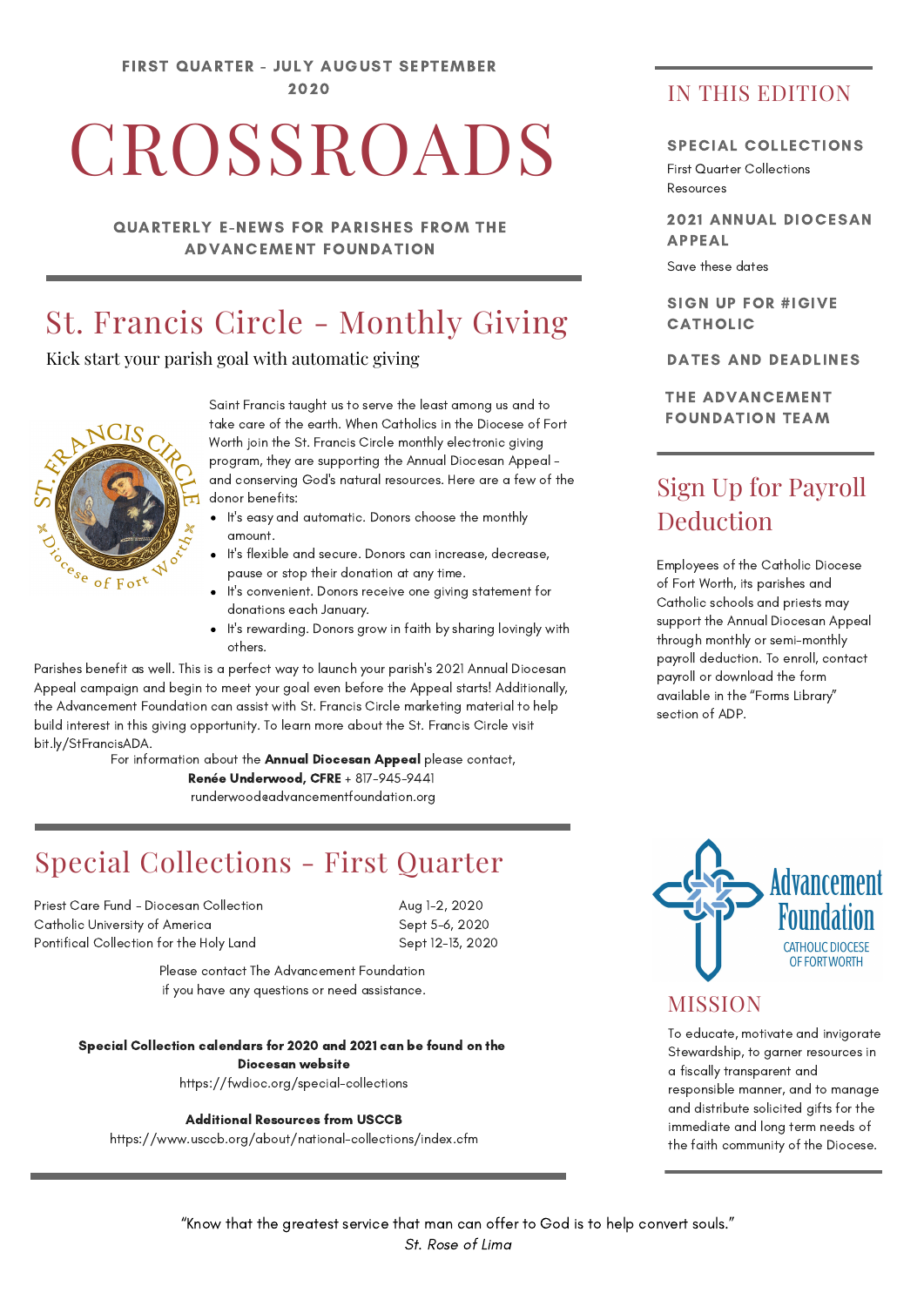FIRST QUARTER - JULY AUGUST SEPTEMBER 2020

# CROSSROADS

QUARTERLY E-NEWS FOR PARISHES FROM THE ADVANCEMENT FOUNDATION

## St. Francis Circle - Monthly Giving

Kick start your parish goal with automatic giving

Saint Francis taught us to serve the least among us and to take care of the earth. When Catholics in the Diocese of Fort Worth join the St. Francis Circle monthly electronic giving program, they are supporting the Annual Diocesan Appeal - and conserving God's natural resources. Here are a few of the donor benefits:

- It's easy and automatic. Donors choose the monthly amount.
- It's flexible and secure. Donors can increase, decrease, pause or stop their donation at any time.
- It's convenient. Donors receive one giving statement for donations each January.
- It's rewarding. Donors grow in faith by sharing lovingly with others.

Parishes benefit as well. This is a perfect way to launch your parish's 2021 Annual Diocesan Appeal campaign and begin to meet your goal even before the Appeal starts! Additionally, the Advancement Foundation can assist with St. Francis Circle marketing material to help build interest in this giving opportunity. To learn more about the St. Francis Circle visit bit.ly/StFrancisADA.

For information about the **Annual Diocesan Appeal** please contact,
**Renée Underwood, CFRE** + 817-945-9441
runderwood@advancementfoundation.org

## Special Collections - First Quarter

| | |
|---|---|
| Priest Care Fund - Diocesan Collection | Aug 1-2, 2020 |
| Catholic University of America | Sept 5-6, 2020 |
| Pontifical Collection for the Holy Land | Sept 12-13, 2020 |

Please contact The Advancement Foundation if you have any questions or need assistance.

**Special Collection calendars for 2020 and 2021 can be found on the Diocesan website**
https://fwdioc.org/special-collections

**Additional Resources from USCCB**
https://www.usccb.org/about/national-collections/index.cfm

## IN THIS EDITION

**SPECIAL COLLECTIONS**
First Quarter Collections
Resources

**2021 ANNUAL DIOCESAN APPEAL**
Save these dates

**SIGN UP FOR #IGIVE CATHOLIC**

**DATES AND DEADLINES**

**THE ADVANCEMENT FOUNDATION TEAM**

## Sign Up for Payroll Deduction

Employees of the Catholic Diocese of Fort Worth, its parishes and Catholic schools and priests may support the Annual Diocesan Appeal through monthly or semi-monthly payroll deduction. To enroll, contact payroll or download the form available in the "Forms Library" section of ADP.

Advancement Foundation
CATHOLIC DIOCESE OF FORT WORTH

## MISSION

To educate, motivate and invigorate Stewardship, to garner resources in a fiscally transparent and responsible manner, and to manage and distribute solicited gifts for the immediate and long term needs of the faith community of the Diocese.

"Know that the greatest service that man can offer to God is to help convert souls."
*St. Rose of Lima*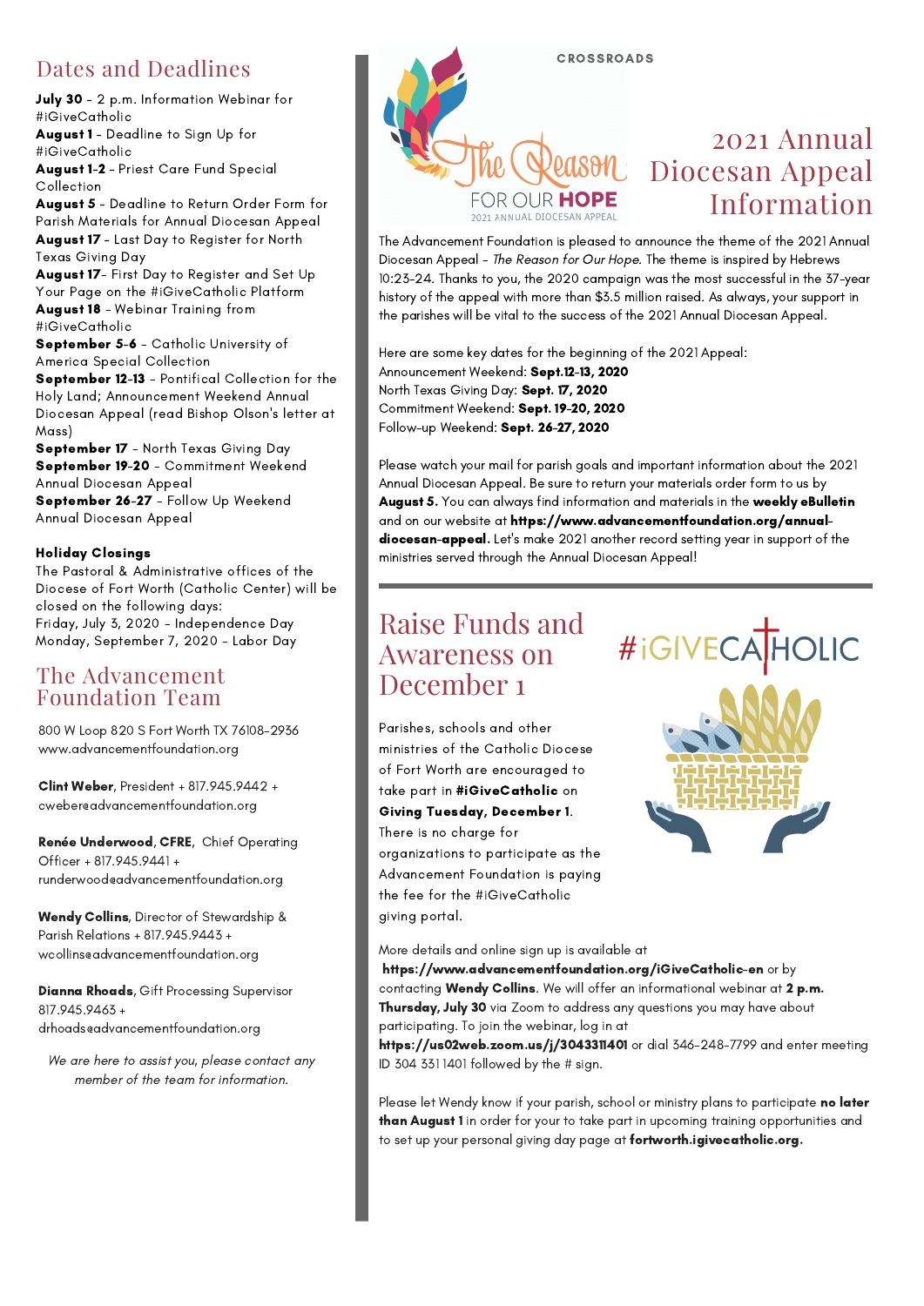## Dates and Deadlines

**July 30** - 2 p.m. Information Webinar for #iGiveCatholic
**August 1** - Deadline to Sign Up for #iGiveCatholic
**August 1-2** - Priest Care Fund Special Collection
**August 5** - Deadline to Return Order Form for Parish Materials for Annual Diocesan Appeal
**August 17** - Last Day to Register for North Texas Giving Day
**August 17**- First Day to Register and Set Up Your Page on the #iGiveCatholic Platform
**August 18** - Webinar Training from #iGiveCatholic
**September 5-6** - Catholic University of America Special Collection
**September 12-13** - Pontifical Collection for the Holy Land; Announcement Weekend Annual Diocesan Appeal (read Bishop Olson's letter at Mass)
**September 17** - North Texas Giving Day
**September 19-20** - Commitment Weekend Annual Diocesan Appeal
**September 26-27** - Follow Up Weekend Annual Diocesan Appeal

**Holiday Closings**
The Pastoral & Administrative offices of the Diocese of Fort Worth (Catholic Center) will be closed on the following days:
Friday, July 3, 2020 - Independence Day
Monday, September 7, 2020 - Labor Day

## The Advancement Foundation Team

800 W Loop 820 S Fort Worth TX 76108-2936
www.advancementfoundation.org

**Clint Weber**, President + 817.945.9442 + cweber@advancementfoundation.org

**Renée Underwood**, **CFRE**, Chief Operating Officer + 817.945.9441 + runderwood@advancementfoundation.org

**Wendy Collins**, Director of Stewardship & Parish Relations + 817.945.9443 + wcollins@advancementfoundation.org

**Dianna Rhoads**, Gift Processing Supervisor 817.945.9463 + drhoads@advancementfoundation.org

*We are here to assist you, please contact any member of the team for information.*

CROSSROADS

The Reason FOR OUR HOPE
2021 ANNUAL DIOCESAN APPEAL

## 2021 Annual Diocesan Appeal Information

The Advancement Foundation is pleased to announce the theme of the 2021 Annual Diocesan Appeal - *The Reason for Our Hope*. The theme is inspired by Hebrews 10:23-24. Thanks to you, the 2020 campaign was the most successful in the 37-year history of the appeal with more than $3.5 million raised. As always, your support in the parishes will be vital to the success of the 2021 Annual Diocesan Appeal.

Here are some key dates for the beginning of the 2021 Appeal:
Announcement Weekend: **Sept.12-13, 2020**
North Texas Giving Day: **Sept. 17, 2020**
Commitment Weekend: **Sept. 19-20, 2020**
Follow-up Weekend: **Sept. 26-27, 2020**

Please watch your mail for parish goals and important information about the 2021 Annual Diocesan Appeal. Be sure to return your materials order form to us by **August 5.** You can always find information and materials in the **weekly eBulletin** and on our website at **https://www.advancementfoundation.org/annual-diocesan-appeal.** Let's make 2021 another record setting year in support of the ministries served through the Annual Diocesan Appeal!

## Raise Funds and Awareness on December 1

#iGIVECATHOLIC

Parishes, schools and other ministries of the Catholic Diocese of Fort Worth are encouraged to take part in **#iGiveCatholic** on **Giving Tuesday, December 1**. There is no charge for organizations to participate as the Advancement Foundation is paying the fee for the #iGiveCatholic giving portal.

More details and online sign up is available at **https://www.advancementfoundation.org/iGiveCatholic-en** or by contacting **Wendy Collins**. We will offer an informational webinar at **2 p.m. Thursday, July 30** via Zoom to address any questions you may have about participating. To join the webinar, log in at **https://us02web.zoom.us/j/3043311401** or dial 346-248-7799 and enter meeting ID 304 331 1401 followed by the # sign.

Please let Wendy know if your parish, school or ministry plans to participate **no later than August 1** in order for your to take part in upcoming training opportunities and to set up your personal giving day page at **fortworth.igivecatholic.org**.